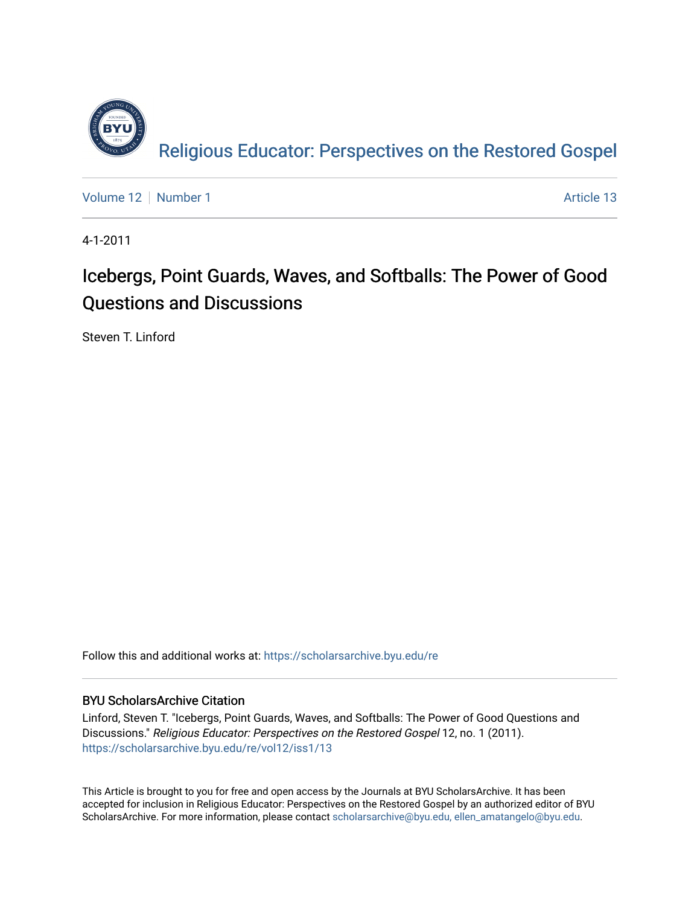Religious Educator: Perspectives on the Restored Gospel

Volume 12 | Number 1 | Article 13

4-1-2011

# Icebergs, Point Guards, Waves, and Softballs: The Power of Good Questions and Discussions

Steven T. Linford

Follow this and additional works at: https://scholarsarchive.byu.edu/re

## BYU ScholarsArchive Citation

Linford, Steven T. "Icebergs, Point Guards, Waves, and Softballs: The Power of Good Questions and Discussions." *Religious Educator: Perspectives on the Restored Gospel* 12, no. 1 (2011). https://scholarsarchive.byu.edu/re/vol12/iss1/13

This Article is brought to you for free and open access by the Journals at BYU ScholarsArchive. It has been accepted for inclusion in Religious Educator: Perspectives on the Restored Gospel by an authorized editor of BYU ScholarsArchive. For more information, please contact scholarsarchive@byu.edu, ellen_amatangelo@byu.edu.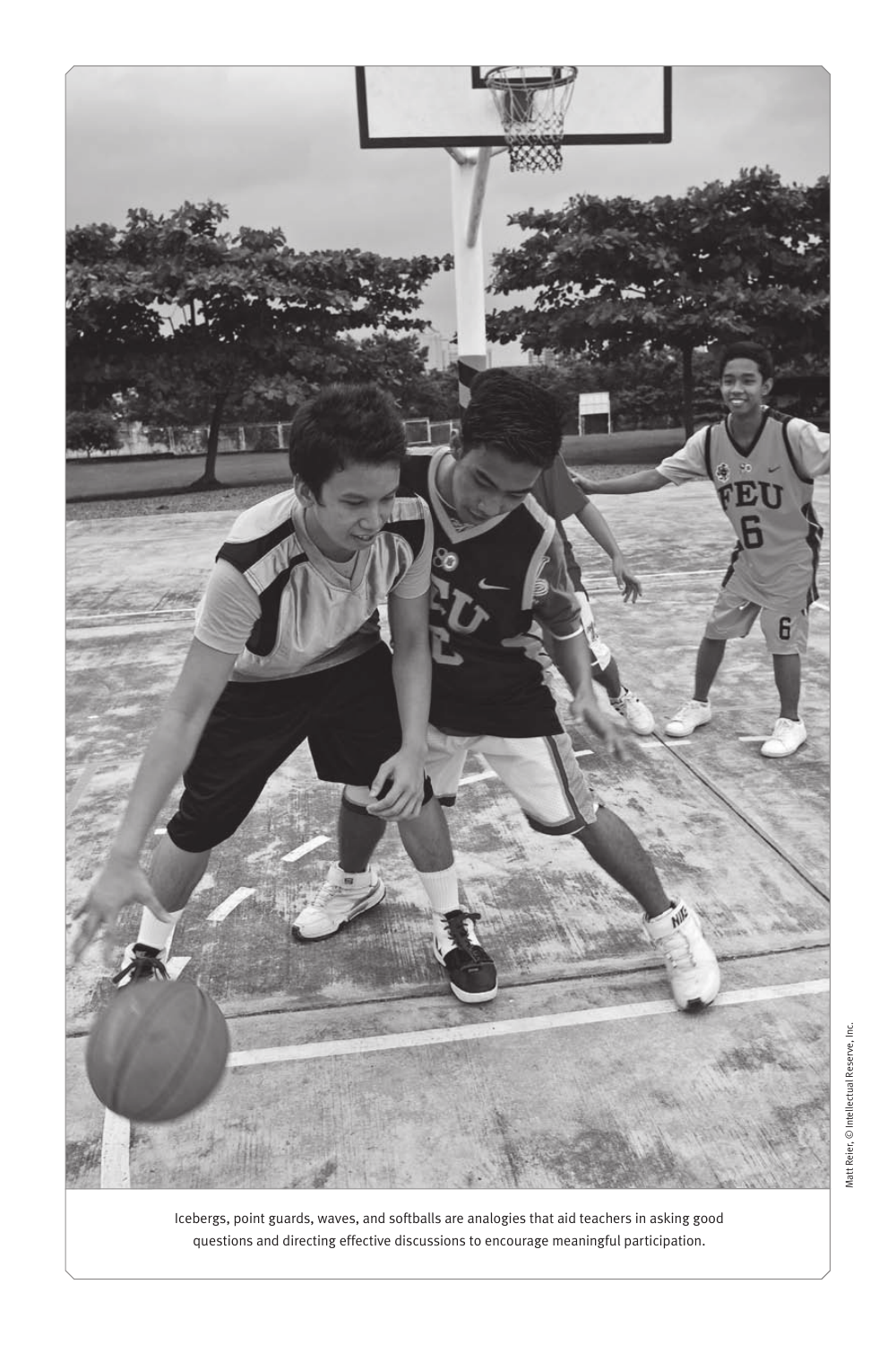Icebergs, point guards, waves, and softballs are analogies that aid teachers in asking good questions and directing effective discussions to encourage meaningful participation.

Matt Reier, © Intellectual Reserve, Inc.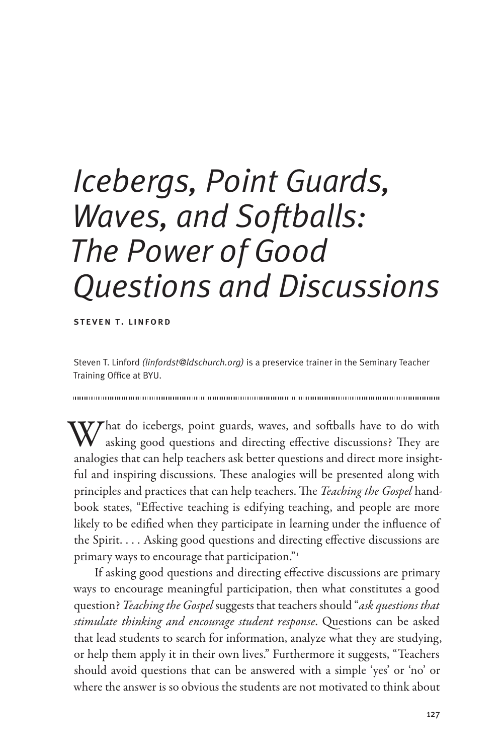# Icebergs, Point Guards, Waves, and Softballs: The Power of Good Questions and Discussions

**STEVEN T. LINFORD**

Steven T. Linford *(linfordst@ldschurch.org)* is a preservice trainer in the Seminary Teacher Training Office at BYU.

What do icebergs, point guards, waves, and softballs have to do with asking good questions and directing effective discussions? They are analogies that can help teachers ask better questions and direct more insightful and inspiring discussions. These analogies will be presented along with principles and practices that can help teachers. The *Teaching the Gospel* handbook states, "Effective teaching is edifying teaching, and people are more likely to be edified when they participate in learning under the influence of the Spirit. . . . Asking good questions and directing effective discussions are primary ways to encourage that participation."[1]

If asking good questions and directing effective discussions are primary ways to encourage meaningful participation, then what constitutes a good question? *Teaching the Gospel* suggests that teachers should "*ask questions that stimulate thinking and encourage student response*. Questions can be asked that lead students to search for information, analyze what they are studying, or help them apply it in their own lives." Furthermore it suggests, "Teachers should avoid questions that can be answered with a simple 'yes' or 'no' or where the answer is so obvious the students are not motivated to think about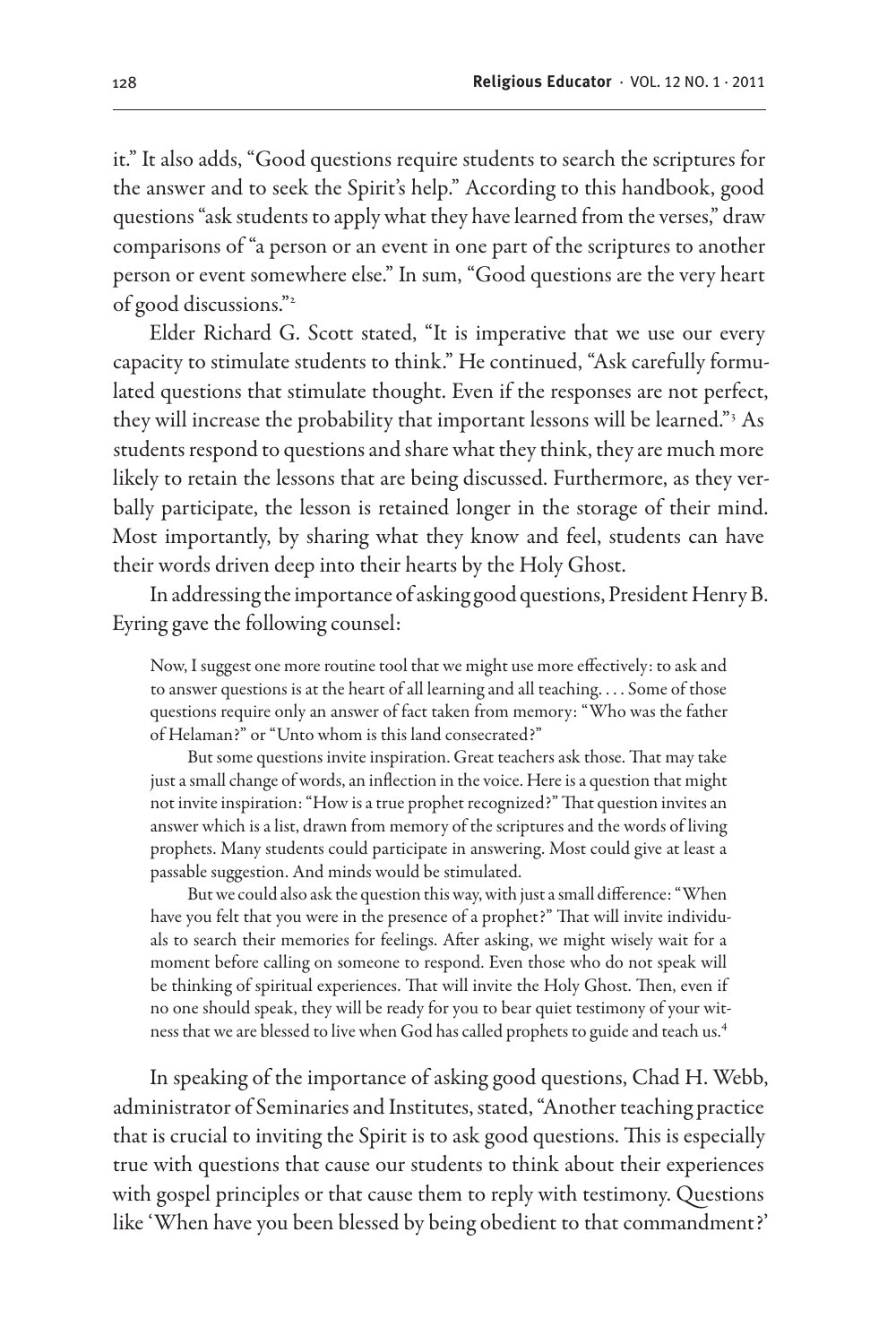it." It also adds, "Good questions require students to search the scriptures for the answer and to seek the Spirit's help." According to this handbook, good questions "ask students to apply what they have learned from the verses," draw comparisons of "a person or an event in one part of the scriptures to another person or event somewhere else." In sum, "Good questions are the very heart of good discussions."[2]

Elder Richard G. Scott stated, "It is imperative that we use our every capacity to stimulate students to think." He continued, "Ask carefully formulated questions that stimulate thought. Even if the responses are not perfect, they will increase the probability that important lessons will be learned."[3] As students respond to questions and share what they think, they are much more likely to retain the lessons that are being discussed. Furthermore, as they verbally participate, the lesson is retained longer in the storage of their mind. Most importantly, by sharing what they know and feel, students can have their words driven deep into their hearts by the Holy Ghost.

In addressing the importance of asking good questions, President Henry B. Eyring gave the following counsel:

> Now, I suggest one more routine tool that we might use more effectively: to ask and to answer questions is at the heart of all learning and all teaching. . . . Some of those questions require only an answer of fact taken from memory: "Who was the father of Helaman?" or "Unto whom is this land consecrated?"
>
> But some questions invite inspiration. Great teachers ask those. That may take just a small change of words, an inflection in the voice. Here is a question that might not invite inspiration: "How is a true prophet recognized?" That question invites an answer which is a list, drawn from memory of the scriptures and the words of living prophets. Many students could participate in answering. Most could give at least a passable suggestion. And minds would be stimulated.
>
> But we could also ask the question this way, with just a small difference: "When have you felt that you were in the presence of a prophet?" That will invite individuals to search their memories for feelings. After asking, we might wisely wait for a moment before calling on someone to respond. Even those who do not speak will be thinking of spiritual experiences. That will invite the Holy Ghost. Then, even if no one should speak, they will be ready for you to bear quiet testimony of your witness that we are blessed to live when God has called prophets to guide and teach us.[4]

In speaking of the importance of asking good questions, Chad H. Webb, administrator of Seminaries and Institutes, stated, "Another teaching practice that is crucial to inviting the Spirit is to ask good questions. This is especially true with questions that cause our students to think about their experiences with gospel principles or that cause them to reply with testimony. Questions like 'When have you been blessed by being obedient to that commandment?'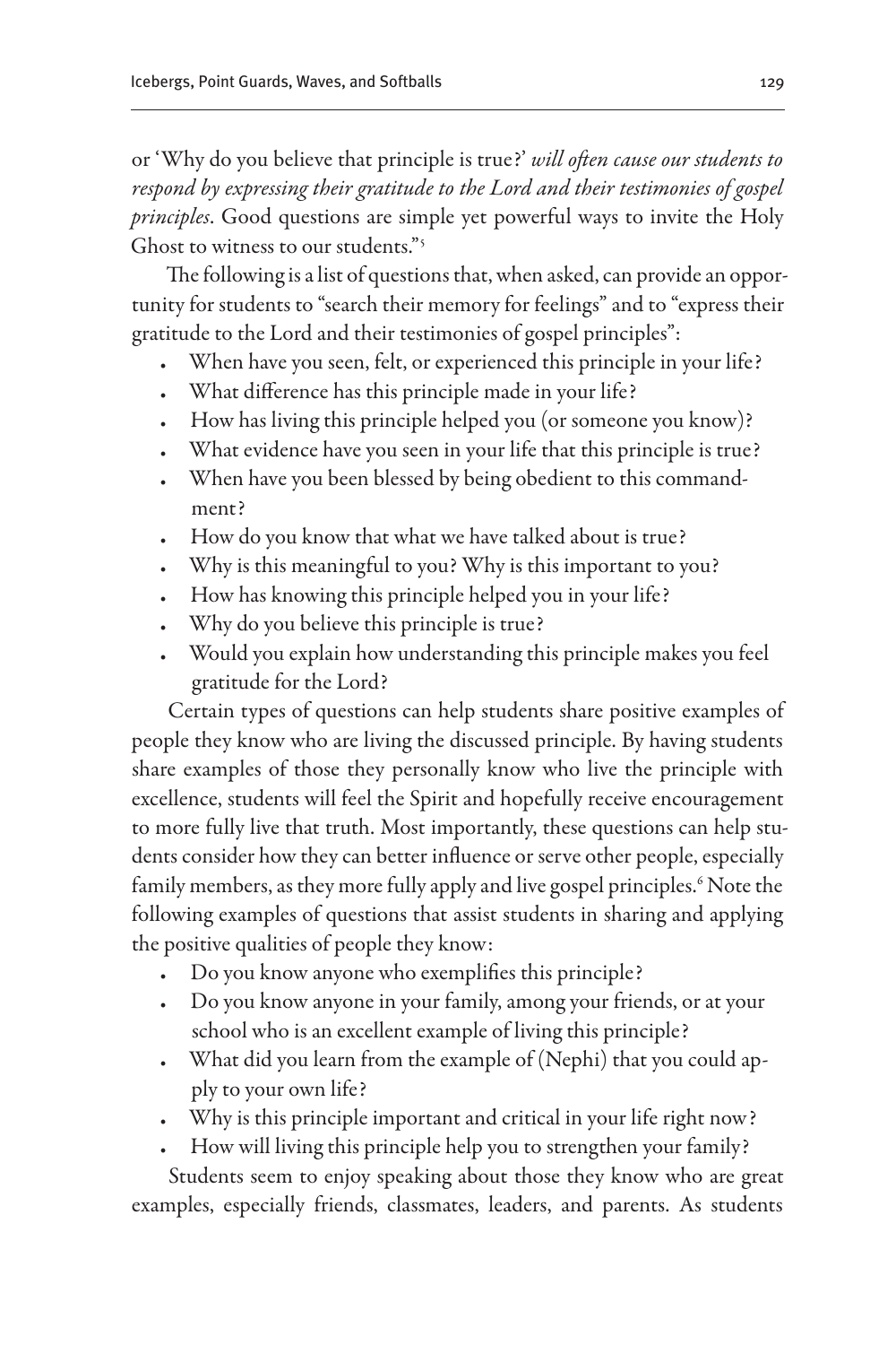or 'Why do you believe that principle is true?' *will often cause our students to respond by expressing their gratitude to the Lord and their testimonies of gospel principles*. Good questions are simple yet powerful ways to invite the Holy Ghost to witness to our students."[5]

The following is a list of questions that, when asked, can provide an opportunity for students to "search their memory for feelings" and to "express their gratitude to the Lord and their testimonies of gospel principles":

- When have you seen, felt, or experienced this principle in your life?
- What difference has this principle made in your life?
- How has living this principle helped you (or someone you know)?
- What evidence have you seen in your life that this principle is true?
- When have you been blessed by being obedient to this commandment?
- How do you know that what we have talked about is true?
- Why is this meaningful to you? Why is this important to you?
- How has knowing this principle helped you in your life?
- Why do you believe this principle is true?
- Would you explain how understanding this principle makes you feel gratitude for the Lord?

Certain types of questions can help students share positive examples of people they know who are living the discussed principle. By having students share examples of those they personally know who live the principle with excellence, students will feel the Spirit and hopefully receive encouragement to more fully live that truth. Most importantly, these questions can help students consider how they can better influence or serve other people, especially family members, as they more fully apply and live gospel principles.[6] Note the following examples of questions that assist students in sharing and applying the positive qualities of people they know:

- Do you know anyone who exemplifies this principle?
- Do you know anyone in your family, among your friends, or at your school who is an excellent example of living this principle?
- What did you learn from the example of (Nephi) that you could apply to your own life?
- Why is this principle important and critical in your life right now?
- How will living this principle help you to strengthen your family?

Students seem to enjoy speaking about those they know who are great examples, especially friends, classmates, leaders, and parents. As students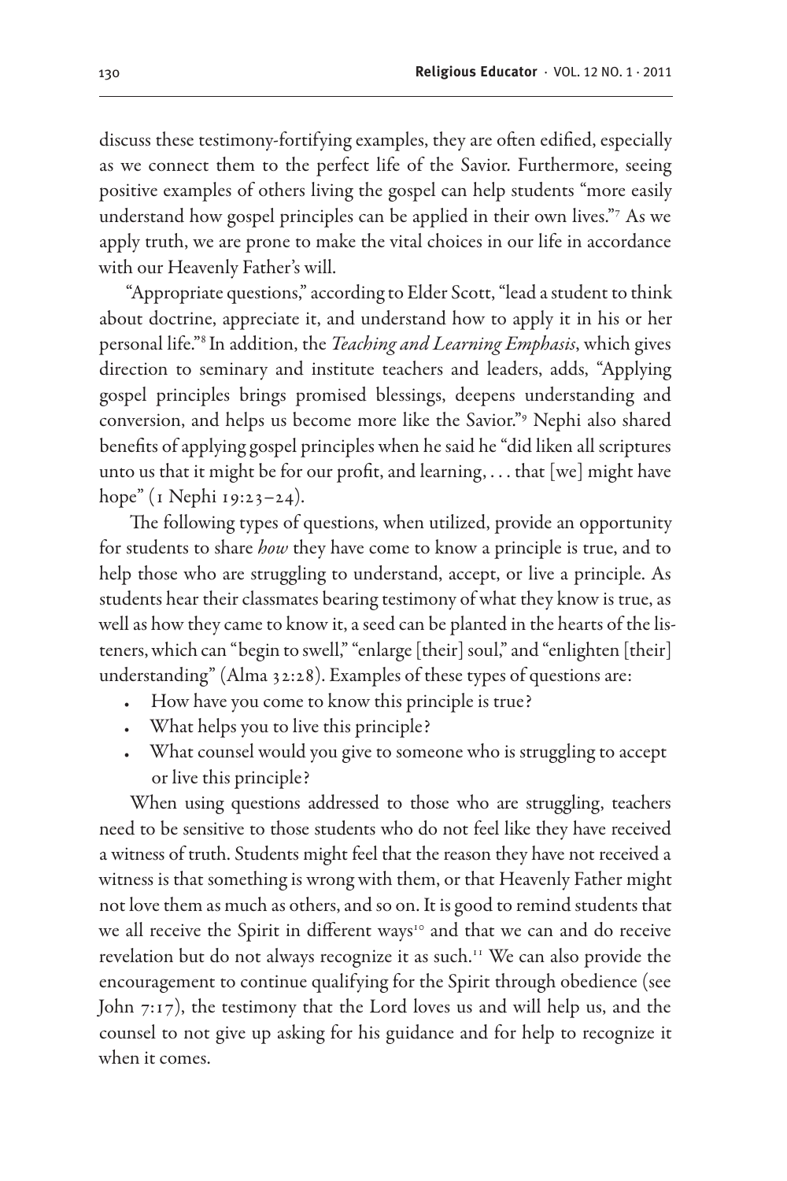discuss these testimony-fortifying examples, they are often edified, especially as we connect them to the perfect life of the Savior. Furthermore, seeing positive examples of others living the gospel can help students "more easily understand how gospel principles can be applied in their own lives."[7] As we apply truth, we are prone to make the vital choices in our life in accordance with our Heavenly Father's will.

"Appropriate questions," according to Elder Scott, "lead a student to think about doctrine, appreciate it, and understand how to apply it in his or her personal life."[8] In addition, the *Teaching and Learning Emphasis*, which gives direction to seminary and institute teachers and leaders, adds, "Applying gospel principles brings promised blessings, deepens understanding and conversion, and helps us become more like the Savior."[9] Nephi also shared benefits of applying gospel principles when he said he "did liken all scriptures unto us that it might be for our profit, and learning, . . . that [we] might have hope" (1 Nephi 19:23–24).

The following types of questions, when utilized, provide an opportunity for students to share *how* they have come to know a principle is true, and to help those who are struggling to understand, accept, or live a principle. As students hear their classmates bearing testimony of what they know is true, as well as how they came to know it, a seed can be planted in the hearts of the listeners, which can "begin to swell," "enlarge [their] soul," and "enlighten [their] understanding" (Alma 32:28). Examples of these types of questions are:

- How have you come to know this principle is true?
- What helps you to live this principle?
- What counsel would you give to someone who is struggling to accept or live this principle?

When using questions addressed to those who are struggling, teachers need to be sensitive to those students who do not feel like they have received a witness of truth. Students might feel that the reason they have not received a witness is that something is wrong with them, or that Heavenly Father might not love them as much as others, and so on. It is good to remind students that we all receive the Spirit in different ways[10] and that we can and do receive revelation but do not always recognize it as such.[11] We can also provide the encouragement to continue qualifying for the Spirit through obedience (see John 7:17), the testimony that the Lord loves us and will help us, and the counsel to not give up asking for his guidance and for help to recognize it when it comes.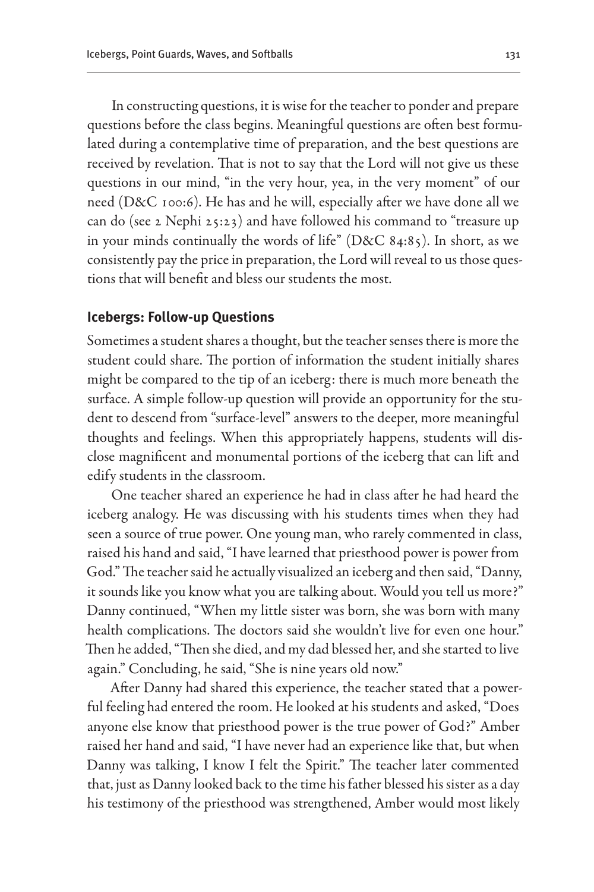In constructing questions, it is wise for the teacher to ponder and prepare questions before the class begins. Meaningful questions are often best formulated during a contemplative time of preparation, and the best questions are received by revelation. That is not to say that the Lord will not give us these questions in our mind, "in the very hour, yea, in the very moment" of our need (D&C 100:6). He has and he will, especially after we have done all we can do (see 2 Nephi 25:23) and have followed his command to "treasure up in your minds continually the words of life" (D&C 84:85). In short, as we consistently pay the price in preparation, the Lord will reveal to us those questions that will benefit and bless our students the most.

### Icebergs: Follow-up Questions

Sometimes a student shares a thought, but the teacher senses there is more the student could share. The portion of information the student initially shares might be compared to the tip of an iceberg: there is much more beneath the surface. A simple follow-up question will provide an opportunity for the student to descend from "surface-level" answers to the deeper, more meaningful thoughts and feelings. When this appropriately happens, students will disclose magnificent and monumental portions of the iceberg that can lift and edify students in the classroom.

One teacher shared an experience he had in class after he had heard the iceberg analogy. He was discussing with his students times when they had seen a source of true power. One young man, who rarely commented in class, raised his hand and said, "I have learned that priesthood power is power from God." The teacher said he actually visualized an iceberg and then said, "Danny, it sounds like you know what you are talking about. Would you tell us more?" Danny continued, "When my little sister was born, she was born with many health complications. The doctors said she wouldn't live for even one hour." Then he added, "Then she died, and my dad blessed her, and she started to live again." Concluding, he said, "She is nine years old now."

After Danny had shared this experience, the teacher stated that a powerful feeling had entered the room. He looked at his students and asked, "Does anyone else know that priesthood power is the true power of God?" Amber raised her hand and said, "I have never had an experience like that, but when Danny was talking, I know I felt the Spirit." The teacher later commented that, just as Danny looked back to the time his father blessed his sister as a day his testimony of the priesthood was strengthened, Amber would most likely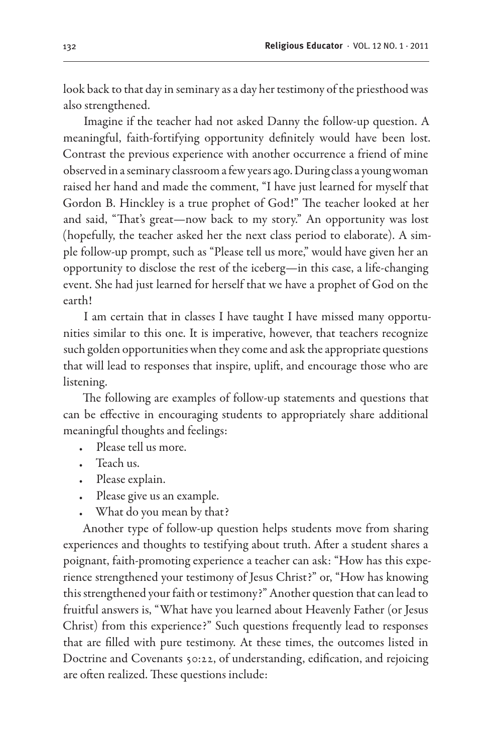look back to that day in seminary as a day her testimony of the priesthood was also strengthened.

Imagine if the teacher had not asked Danny the follow-up question. A meaningful, faith-fortifying opportunity definitely would have been lost. Contrast the previous experience with another occurrence a friend of mine observed in a seminary classroom a few years ago. During class a young woman raised her hand and made the comment, "I have just learned for myself that Gordon B. Hinckley is a true prophet of God!" The teacher looked at her and said, "That's great—now back to my story." An opportunity was lost (hopefully, the teacher asked her the next class period to elaborate). A simple follow-up prompt, such as "Please tell us more," would have given her an opportunity to disclose the rest of the iceberg—in this case, a life-changing event. She had just learned for herself that we have a prophet of God on the earth!

I am certain that in classes I have taught I have missed many opportunities similar to this one. It is imperative, however, that teachers recognize such golden opportunities when they come and ask the appropriate questions that will lead to responses that inspire, uplift, and encourage those who are listening.

The following are examples of follow-up statements and questions that can be effective in encouraging students to appropriately share additional meaningful thoughts and feelings:

- Please tell us more.
- Teach us.
- Please explain.
- Please give us an example.
- What do you mean by that?

Another type of follow-up question helps students move from sharing experiences and thoughts to testifying about truth. After a student shares a poignant, faith-promoting experience a teacher can ask: "How has this experience strengthened your testimony of Jesus Christ?" or, "How has knowing this strengthened your faith or testimony?" Another question that can lead to fruitful answers is, "What have you learned about Heavenly Father (or Jesus Christ) from this experience?" Such questions frequently lead to responses that are filled with pure testimony. At these times, the outcomes listed in Doctrine and Covenants 50:22, of understanding, edification, and rejoicing are often realized. These questions include: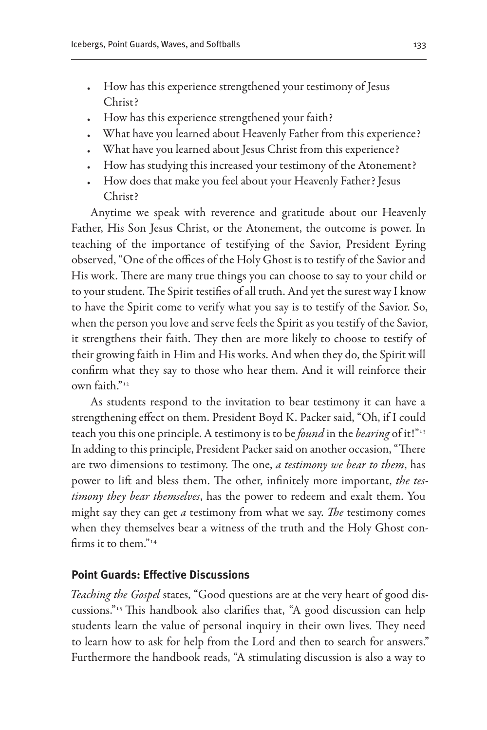- How has this experience strengthened your testimony of Jesus Christ?
- How has this experience strengthened your faith?
- What have you learned about Heavenly Father from this experience?
- What have you learned about Jesus Christ from this experience?
- How has studying this increased your testimony of the Atonement?
- How does that make you feel about your Heavenly Father? Jesus Christ?

Anytime we speak with reverence and gratitude about our Heavenly Father, His Son Jesus Christ, or the Atonement, the outcome is power. In teaching of the importance of testifying of the Savior, President Eyring observed, "One of the offices of the Holy Ghost is to testify of the Savior and His work. There are many true things you can choose to say to your child or to your student. The Spirit testifies of all truth. And yet the surest way I know to have the Spirit come to verify what you say is to testify of the Savior. So, when the person you love and serve feels the Spirit as you testify of the Savior, it strengthens their faith. They then are more likely to choose to testify of their growing faith in Him and His works. And when they do, the Spirit will confirm what they say to those who hear them. And it will reinforce their own faith."[12]

As students respond to the invitation to bear testimony it can have a strengthening effect on them. President Boyd K. Packer said, "Oh, if I could teach you this one principle. A testimony is to be *found* in the *bearing* of it!"[13] In adding to this principle, President Packer said on another occasion, "There are two dimensions to testimony. The one, *a testimony we bear to them*, has power to lift and bless them. The other, infinitely more important, *the testimony they bear themselves*, has the power to redeem and exalt them. You might say they can get *a* testimony from what we say. *The* testimony comes when they themselves bear a witness of the truth and the Holy Ghost confirms it to them."[14]

### Point Guards: Effective Discussions

*Teaching the Gospel* states, "Good questions are at the very heart of good discussions."[15] This handbook also clarifies that, "A good discussion can help students learn the value of personal inquiry in their own lives. They need to learn how to ask for help from the Lord and then to search for answers." Furthermore the handbook reads, "A stimulating discussion is also a way to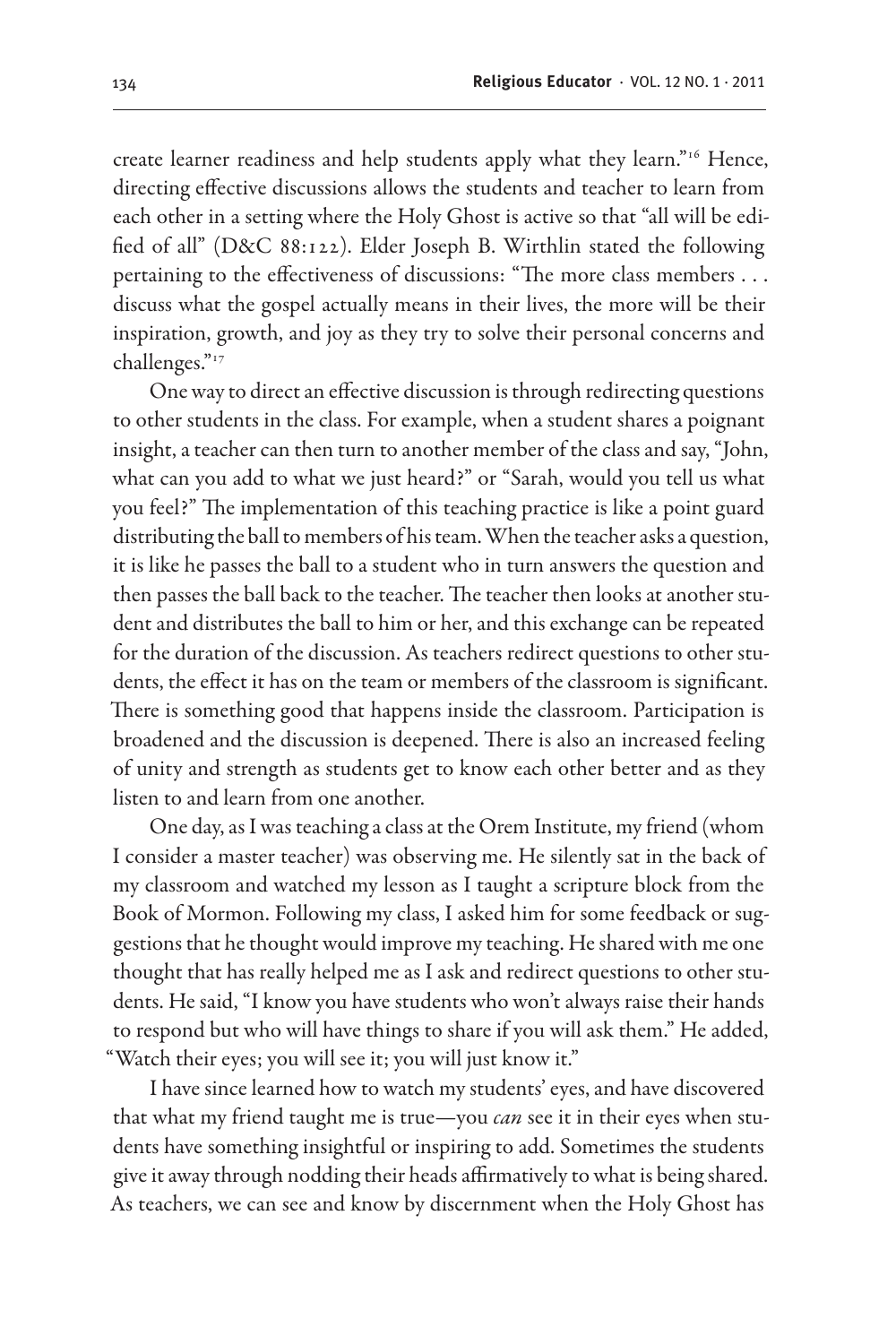create learner readiness and help students apply what they learn."[16] Hence, directing effective discussions allows the students and teacher to learn from each other in a setting where the Holy Ghost is active so that "all will be edified of all" (D&C 88:122). Elder Joseph B. Wirthlin stated the following pertaining to the effectiveness of discussions: "The more class members . . . discuss what the gospel actually means in their lives, the more will be their inspiration, growth, and joy as they try to solve their personal concerns and challenges."[17]

One way to direct an effective discussion is through redirecting questions to other students in the class. For example, when a student shares a poignant insight, a teacher can then turn to another member of the class and say, "John, what can you add to what we just heard?" or "Sarah, would you tell us what you feel?" The implementation of this teaching practice is like a point guard distributing the ball to members of his team. When the teacher asks a question, it is like he passes the ball to a student who in turn answers the question and then passes the ball back to the teacher. The teacher then looks at another student and distributes the ball to him or her, and this exchange can be repeated for the duration of the discussion. As teachers redirect questions to other students, the effect it has on the team or members of the classroom is significant. There is something good that happens inside the classroom. Participation is broadened and the discussion is deepened. There is also an increased feeling of unity and strength as students get to know each other better and as they listen to and learn from one another.

One day, as I was teaching a class at the Orem Institute, my friend (whom I consider a master teacher) was observing me. He silently sat in the back of my classroom and watched my lesson as I taught a scripture block from the Book of Mormon. Following my class, I asked him for some feedback or suggestions that he thought would improve my teaching. He shared with me one thought that has really helped me as I ask and redirect questions to other students. He said, "I know you have students who won't always raise their hands to respond but who will have things to share if you will ask them." He added, "Watch their eyes; you will see it; you will just know it."

I have since learned how to watch my students' eyes, and have discovered that what my friend taught me is true—you *can* see it in their eyes when students have something insightful or inspiring to add. Sometimes the students give it away through nodding their heads affirmatively to what is being shared. As teachers, we can see and know by discernment when the Holy Ghost has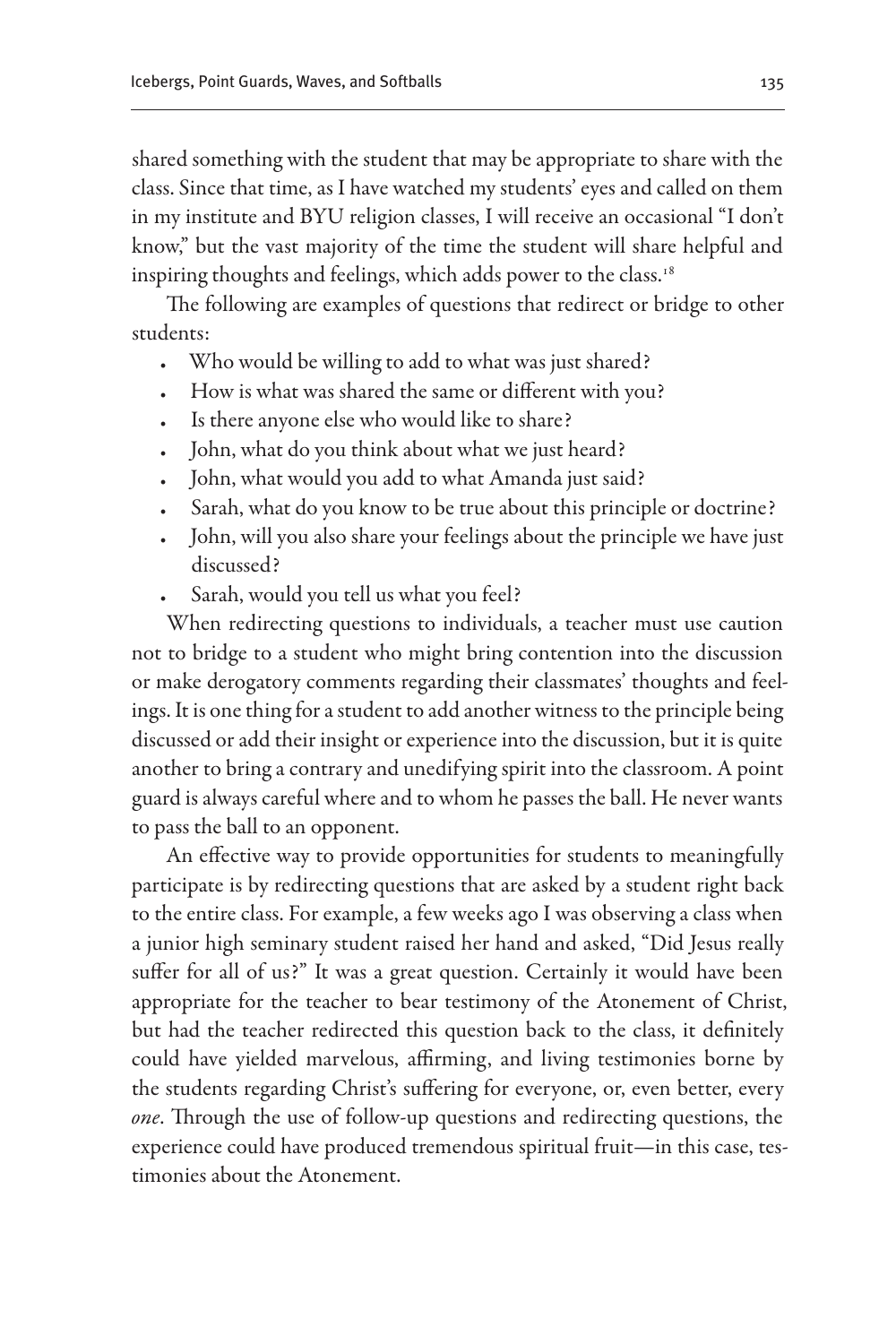shared something with the student that may be appropriate to share with the class. Since that time, as I have watched my students' eyes and called on them in my institute and BYU religion classes, I will receive an occasional "I don't know," but the vast majority of the time the student will share helpful and inspiring thoughts and feelings, which adds power to the class.[18]

The following are examples of questions that redirect or bridge to other students:

- Who would be willing to add to what was just shared?
- How is what was shared the same or different with you?
- Is there anyone else who would like to share?
- John, what do you think about what we just heard?
- John, what would you add to what Amanda just said?
- Sarah, what do you know to be true about this principle or doctrine?
- John, will you also share your feelings about the principle we have just discussed?
- Sarah, would you tell us what you feel?

When redirecting questions to individuals, a teacher must use caution not to bridge to a student who might bring contention into the discussion or make derogatory comments regarding their classmates' thoughts and feelings. It is one thing for a student to add another witness to the principle being discussed or add their insight or experience into the discussion, but it is quite another to bring a contrary and unedifying spirit into the classroom. A point guard is always careful where and to whom he passes the ball. He never wants to pass the ball to an opponent.

An effective way to provide opportunities for students to meaningfully participate is by redirecting questions that are asked by a student right back to the entire class. For example, a few weeks ago I was observing a class when a junior high seminary student raised her hand and asked, "Did Jesus really suffer for all of us?" It was a great question. Certainly it would have been appropriate for the teacher to bear testimony of the Atonement of Christ, but had the teacher redirected this question back to the class, it definitely could have yielded marvelous, affirming, and living testimonies borne by the students regarding Christ's suffering for everyone, or, even better, every *one*. Through the use of follow-up questions and redirecting questions, the experience could have produced tremendous spiritual fruit—in this case, testimonies about the Atonement.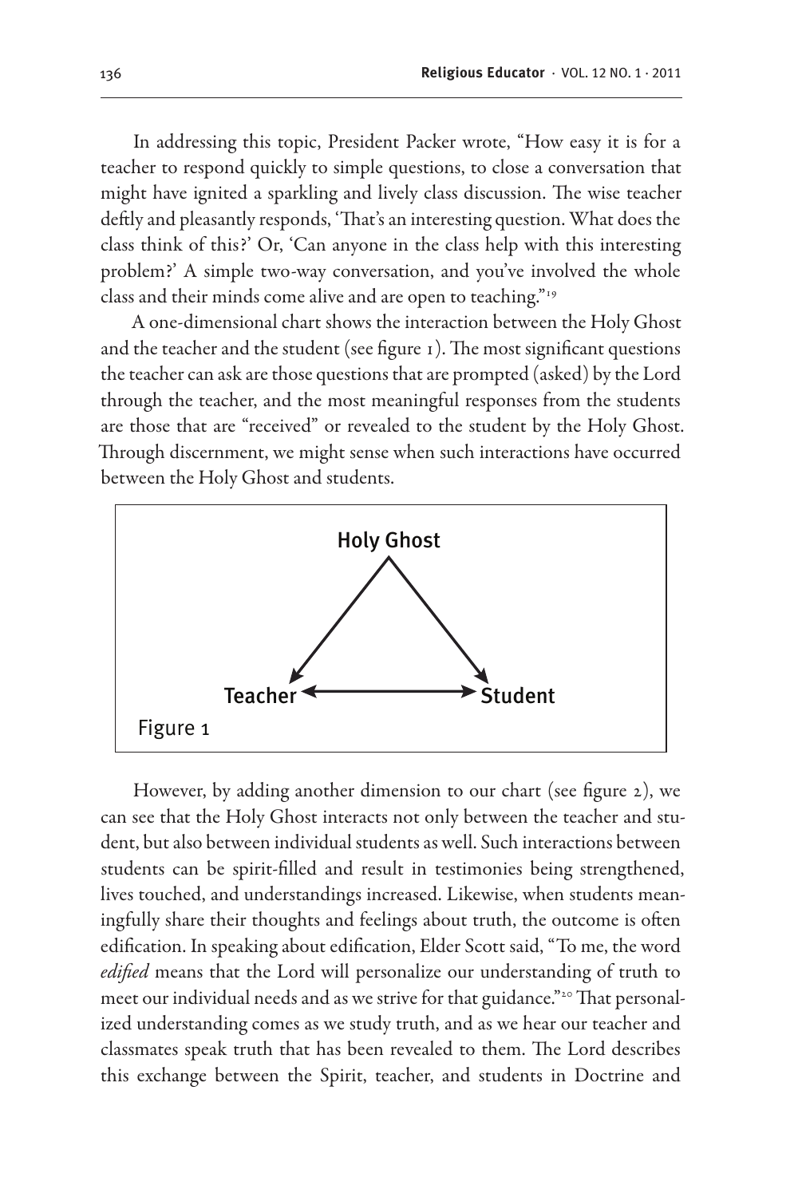In addressing this topic, President Packer wrote, "How easy it is for a teacher to respond quickly to simple questions, to close a conversation that might have ignited a sparkling and lively class discussion. The wise teacher deftly and pleasantly responds, 'That's an interesting question. What does the class think of this?' Or, 'Can anyone in the class help with this interesting problem?' A simple two-way conversation, and you've involved the whole class and their minds come alive and are open to teaching."[19]

A one-dimensional chart shows the interaction between the Holy Ghost and the teacher and the student (see figure 1). The most significant questions the teacher can ask are those questions that are prompted (asked) by the Lord through the teacher, and the most meaningful responses from the students are those that are "received" or revealed to the student by the Holy Ghost. Through discernment, we might sense when such interactions have occurred between the Holy Ghost and students.

Holy Ghost

Teacher ⟷ Student

Figure 1

However, by adding another dimension to our chart (see figure 2), we can see that the Holy Ghost interacts not only between the teacher and student, but also between individual students as well. Such interactions between students can be spirit-filled and result in testimonies being strengthened, lives touched, and understandings increased. Likewise, when students meaningfully share their thoughts and feelings about truth, the outcome is often edification. In speaking about edification, Elder Scott said, "To me, the word *edified* means that the Lord will personalize our understanding of truth to meet our individual needs and as we strive for that guidance."[20] That personalized understanding comes as we study truth, and as we hear our teacher and classmates speak truth that has been revealed to them. The Lord describes this exchange between the Spirit, teacher, and students in Doctrine and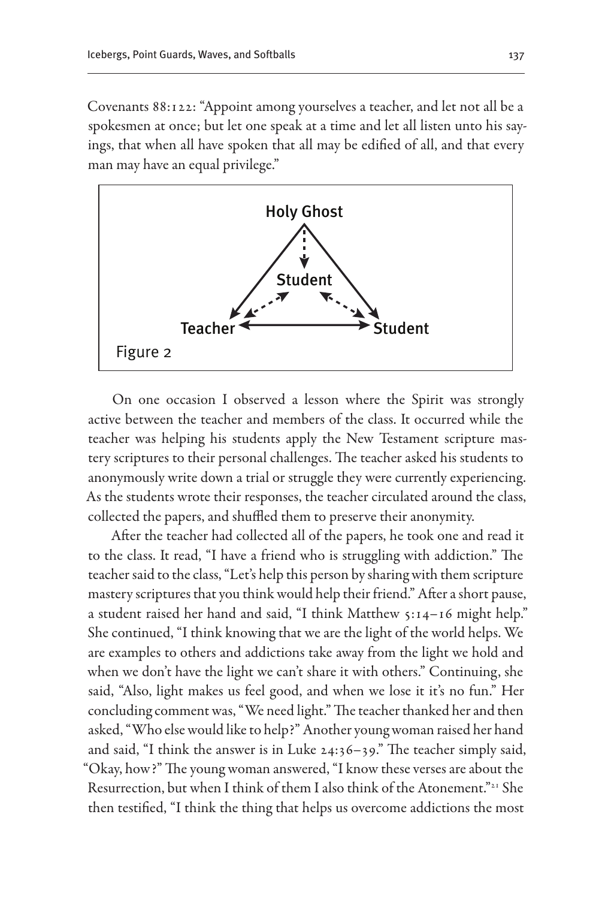Covenants 88:122: "Appoint among yourselves a teacher, and let not all be a spokesmen at once; but let one speak at a time and let all listen unto his sayings, that when all have spoken that all may be edified of all, and that every man may have an equal privilege."

Holy Ghost

Student

Teacher Student

Figure 2

On one occasion I observed a lesson where the Spirit was strongly active between the teacher and members of the class. It occurred while the teacher was helping his students apply the New Testament scripture mastery scriptures to their personal challenges. The teacher asked his students to anonymously write down a trial or struggle they were currently experiencing. As the students wrote their responses, the teacher circulated around the class, collected the papers, and shuffled them to preserve their anonymity.

After the teacher had collected all of the papers, he took one and read it to the class. It read, "I have a friend who is struggling with addiction." The teacher said to the class, "Let's help this person by sharing with them scripture mastery scriptures that you think would help their friend." After a short pause, a student raised her hand and said, "I think Matthew 5:14–16 might help." She continued, "I think knowing that we are the light of the world helps. We are examples to others and addictions take away from the light we hold and when we don't have the light we can't share it with others." Continuing, she said, "Also, light makes us feel good, and when we lose it it's no fun." Her concluding comment was, "We need light." The teacher thanked her and then asked, "Who else would like to help?" Another young woman raised her hand and said, "I think the answer is in Luke 24:36–39." The teacher simply said, "Okay, how?" The young woman answered, "I know these verses are about the Resurrection, but when I think of them I also think of the Atonement."[21] She then testified, "I think the thing that helps us overcome addictions the most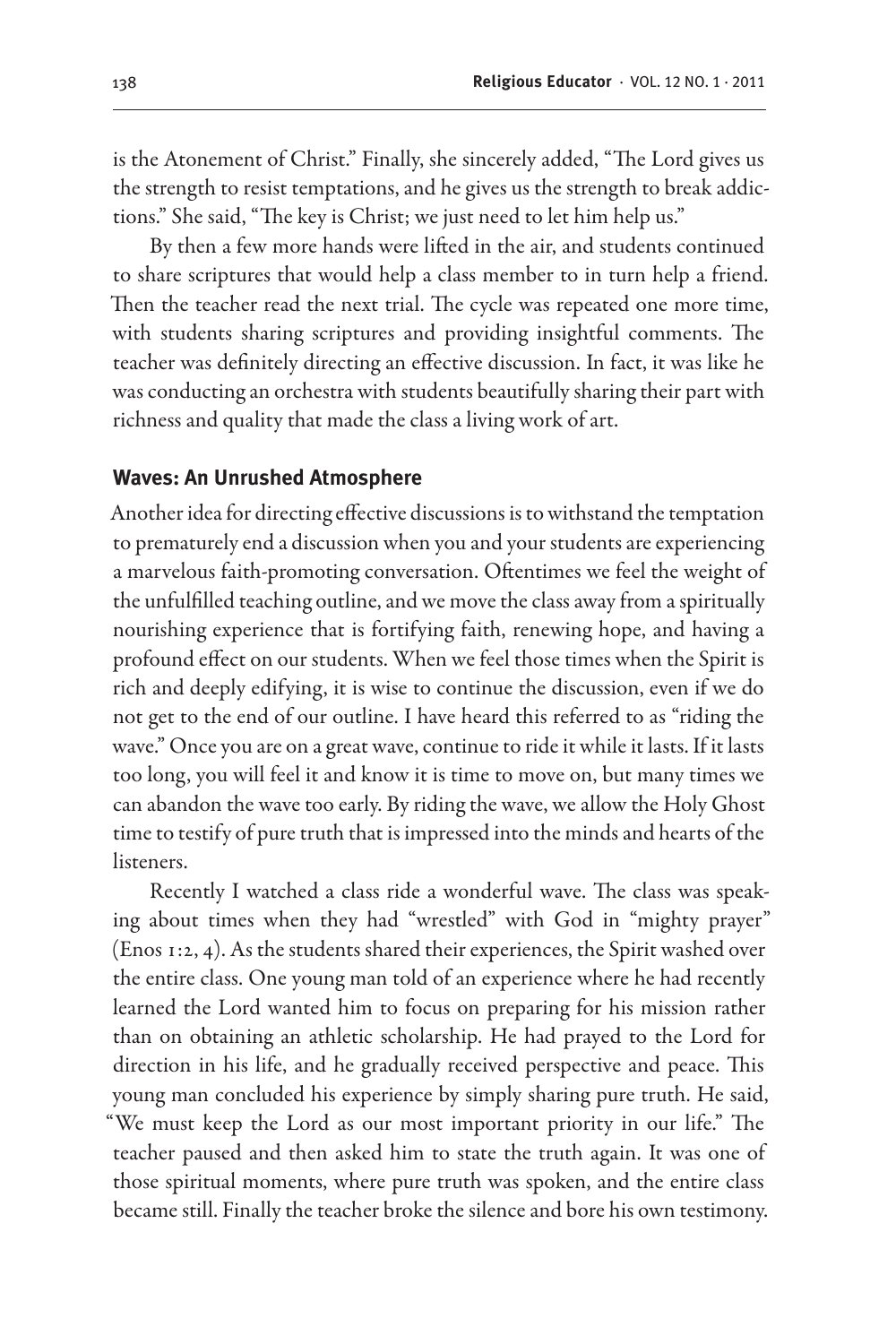is the Atonement of Christ." Finally, she sincerely added, "The Lord gives us the strength to resist temptations, and he gives us the strength to break addictions." She said, "The key is Christ; we just need to let him help us."

By then a few more hands were lifted in the air, and students continued to share scriptures that would help a class member to in turn help a friend. Then the teacher read the next trial. The cycle was repeated one more time, with students sharing scriptures and providing insightful comments. The teacher was definitely directing an effective discussion. In fact, it was like he was conducting an orchestra with students beautifully sharing their part with richness and quality that made the class a living work of art.

### Waves: An Unrushed Atmosphere

Another idea for directing effective discussions is to withstand the temptation to prematurely end a discussion when you and your students are experiencing a marvelous faith-promoting conversation. Oftentimes we feel the weight of the unfulfilled teaching outline, and we move the class away from a spiritually nourishing experience that is fortifying faith, renewing hope, and having a profound effect on our students. When we feel those times when the Spirit is rich and deeply edifying, it is wise to continue the discussion, even if we do not get to the end of our outline. I have heard this referred to as "riding the wave." Once you are on a great wave, continue to ride it while it lasts. If it lasts too long, you will feel it and know it is time to move on, but many times we can abandon the wave too early. By riding the wave, we allow the Holy Ghost time to testify of pure truth that is impressed into the minds and hearts of the listeners.

Recently I watched a class ride a wonderful wave. The class was speaking about times when they had "wrestled" with God in "mighty prayer" (Enos 1:2, 4). As the students shared their experiences, the Spirit washed over the entire class. One young man told of an experience where he had recently learned the Lord wanted him to focus on preparing for his mission rather than on obtaining an athletic scholarship. He had prayed to the Lord for direction in his life, and he gradually received perspective and peace. This young man concluded his experience by simply sharing pure truth. He said, "We must keep the Lord as our most important priority in our life." The teacher paused and then asked him to state the truth again. It was one of those spiritual moments, where pure truth was spoken, and the entire class became still. Finally the teacher broke the silence and bore his own testimony.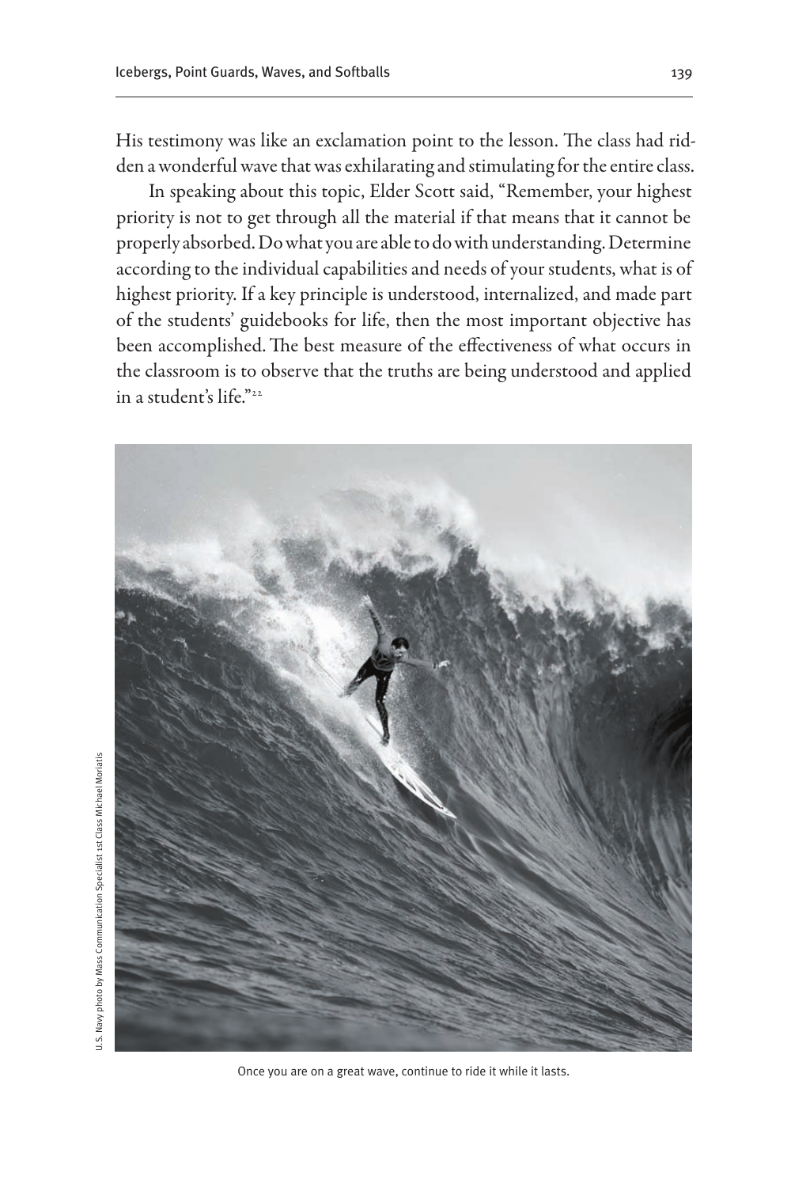His testimony was like an exclamation point to the lesson. The class had ridden a wonderful wave that was exhilarating and stimulating for the entire class.

In speaking about this topic, Elder Scott said, "Remember, your highest priority is not to get through all the material if that means that it cannot be properly absorbed. Do what you are able to do with understanding. Determine according to the individual capabilities and needs of your students, what is of highest priority. If a key principle is understood, internalized, and made part of the students' guidebooks for life, then the most important objective has been accomplished. The best measure of the effectiveness of what occurs in the classroom is to observe that the truths are being understood and applied in a student's life."[22]

U.S. Navy photo by Mass Communication Specialist 1st Class Michael Moriatis

Once you are on a great wave, continue to ride it while it lasts.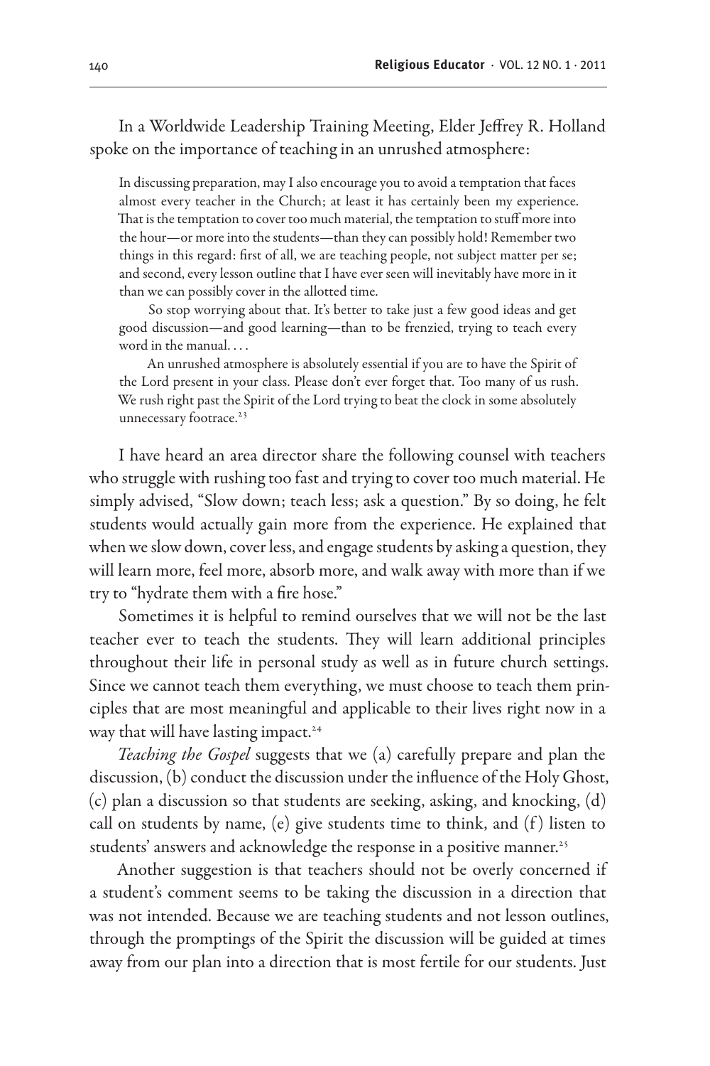In a Worldwide Leadership Training Meeting, Elder Jeffrey R. Holland spoke on the importance of teaching in an unrushed atmosphere:

> In discussing preparation, may I also encourage you to avoid a temptation that faces almost every teacher in the Church; at least it has certainly been my experience. That is the temptation to cover too much material, the temptation to stuff more into the hour—or more into the students—than they can possibly hold! Remember two things in this regard: first of all, we are teaching people, not subject matter per se; and second, every lesson outline that I have ever seen will inevitably have more in it than we can possibly cover in the allotted time.
>
> So stop worrying about that. It's better to take just a few good ideas and get good discussion—and good learning—than to be frenzied, trying to teach every word in the manual. . . .
>
> An unrushed atmosphere is absolutely essential if you are to have the Spirit of the Lord present in your class. Please don't ever forget that. Too many of us rush. We rush right past the Spirit of the Lord trying to beat the clock in some absolutely unnecessary footrace.[23]

I have heard an area director share the following counsel with teachers who struggle with rushing too fast and trying to cover too much material. He simply advised, "Slow down; teach less; ask a question." By so doing, he felt students would actually gain more from the experience. He explained that when we slow down, cover less, and engage students by asking a question, they will learn more, feel more, absorb more, and walk away with more than if we try to "hydrate them with a fire hose."

Sometimes it is helpful to remind ourselves that we will not be the last teacher ever to teach the students. They will learn additional principles throughout their life in personal study as well as in future church settings. Since we cannot teach them everything, we must choose to teach them principles that are most meaningful and applicable to their lives right now in a way that will have lasting impact.[24]

*Teaching the Gospel* suggests that we (a) carefully prepare and plan the discussion, (b) conduct the discussion under the influence of the Holy Ghost, (c) plan a discussion so that students are seeking, asking, and knocking, (d) call on students by name, (e) give students time to think, and (f) listen to students' answers and acknowledge the response in a positive manner.[25]

Another suggestion is that teachers should not be overly concerned if a student's comment seems to be taking the discussion in a direction that was not intended. Because we are teaching students and not lesson outlines, through the promptings of the Spirit the discussion will be guided at times away from our plan into a direction that is most fertile for our students. Just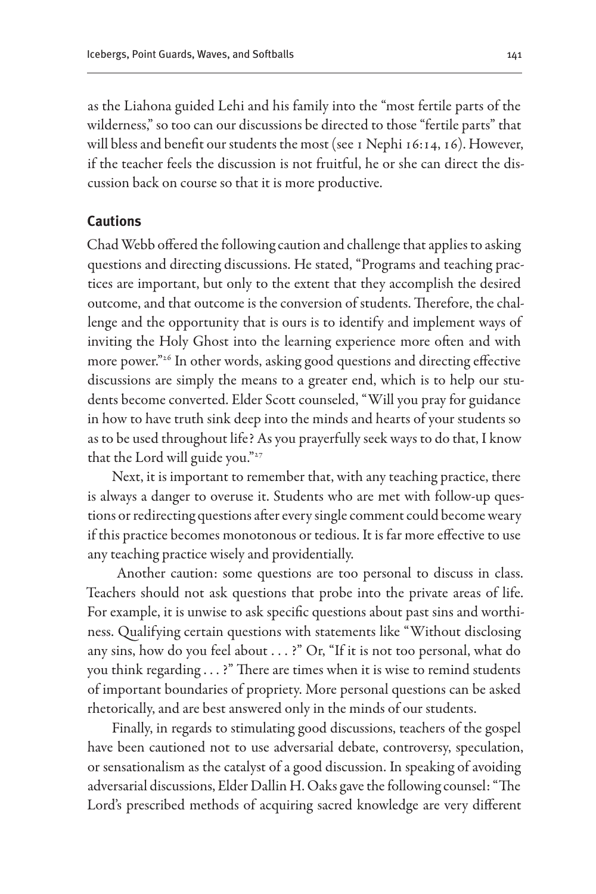as the Liahona guided Lehi and his family into the "most fertile parts of the wilderness," so too can our discussions be directed to those "fertile parts" that will bless and benefit our students the most (see 1 Nephi 16:14, 16). However, if the teacher feels the discussion is not fruitful, he or she can direct the discussion back on course so that it is more productive.

## Cautions

Chad Webb offered the following caution and challenge that applies to asking questions and directing discussions. He stated, "Programs and teaching practices are important, but only to the extent that they accomplish the desired outcome, and that outcome is the conversion of students. Therefore, the challenge and the opportunity that is ours is to identify and implement ways of inviting the Holy Ghost into the learning experience more often and with more power."[26] In other words, asking good questions and directing effective discussions are simply the means to a greater end, which is to help our students become converted. Elder Scott counseled, "Will you pray for guidance in how to have truth sink deep into the minds and hearts of your students so as to be used throughout life? As you prayerfully seek ways to do that, I know that the Lord will guide you."[27]

Next, it is important to remember that, with any teaching practice, there is always a danger to overuse it. Students who are met with follow-up questions or redirecting questions after every single comment could become weary if this practice becomes monotonous or tedious. It is far more effective to use any teaching practice wisely and providentially.

Another caution: some questions are too personal to discuss in class. Teachers should not ask questions that probe into the private areas of life. For example, it is unwise to ask specific questions about past sins and worthiness. Qualifying certain questions with statements like "Without disclosing any sins, how do you feel about . . . ?" Or, "If it is not too personal, what do you think regarding . . . ?" There are times when it is wise to remind students of important boundaries of propriety. More personal questions can be asked rhetorically, and are best answered only in the minds of our students.

Finally, in regards to stimulating good discussions, teachers of the gospel have been cautioned not to use adversarial debate, controversy, speculation, or sensationalism as the catalyst of a good discussion. In speaking of avoiding adversarial discussions, Elder Dallin H. Oaks gave the following counsel: "The Lord's prescribed methods of acquiring sacred knowledge are very different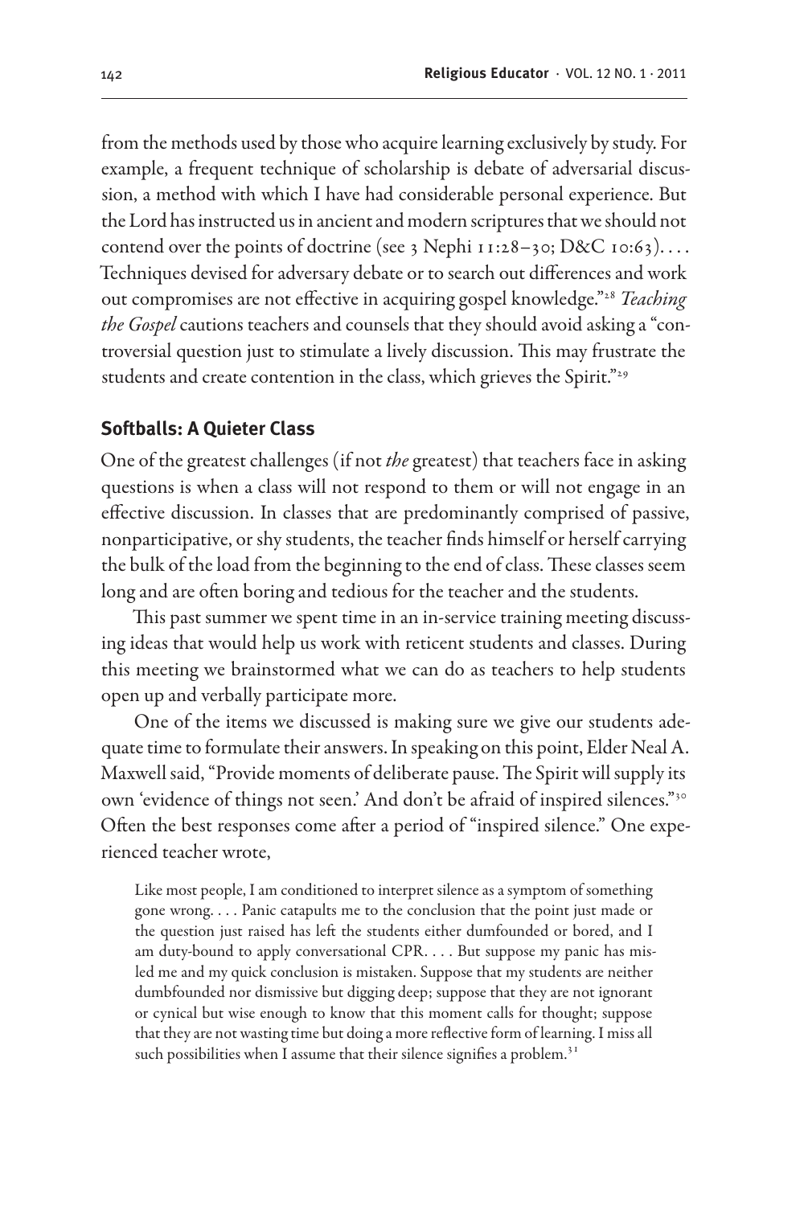from the methods used by those who acquire learning exclusively by study. For example, a frequent technique of scholarship is debate of adversarial discussion, a method with which I have had considerable personal experience. But the Lord has instructed us in ancient and modern scriptures that we should not contend over the points of doctrine (see 3 Nephi 11:28–30; D&C 10:63). . . . Techniques devised for adversary debate or to search out differences and work out compromises are not effective in acquiring gospel knowledge."[28] *Teaching the Gospel* cautions teachers and counsels that they should avoid asking a "controversial question just to stimulate a lively discussion. This may frustrate the students and create contention in the class, which grieves the Spirit."[29]

## Softballs: A Quieter Class

One of the greatest challenges (if not *the* greatest) that teachers face in asking questions is when a class will not respond to them or will not engage in an effective discussion. In classes that are predominantly comprised of passive, nonparticipative, or shy students, the teacher finds himself or herself carrying the bulk of the load from the beginning to the end of class. These classes seem long and are often boring and tedious for the teacher and the students.

This past summer we spent time in an in-service training meeting discussing ideas that would help us work with reticent students and classes. During this meeting we brainstormed what we can do as teachers to help students open up and verbally participate more.

One of the items we discussed is making sure we give our students adequate time to formulate their answers. In speaking on this point, Elder Neal A. Maxwell said, "Provide moments of deliberate pause. The Spirit will supply its own 'evidence of things not seen.' And don't be afraid of inspired silences."[30] Often the best responses come after a period of "inspired silence." One experienced teacher wrote,

> Like most people, I am conditioned to interpret silence as a symptom of something gone wrong. . . . Panic catapults me to the conclusion that the point just made or the question just raised has left the students either dumfounded or bored, and I am duty-bound to apply conversational CPR. . . . But suppose my panic has misled me and my quick conclusion is mistaken. Suppose that my students are neither dumbfounded nor dismissive but digging deep; suppose that they are not ignorant or cynical but wise enough to know that this moment calls for thought; suppose that they are not wasting time but doing a more reflective form of learning. I miss all such possibilities when I assume that their silence signifies a problem.[31]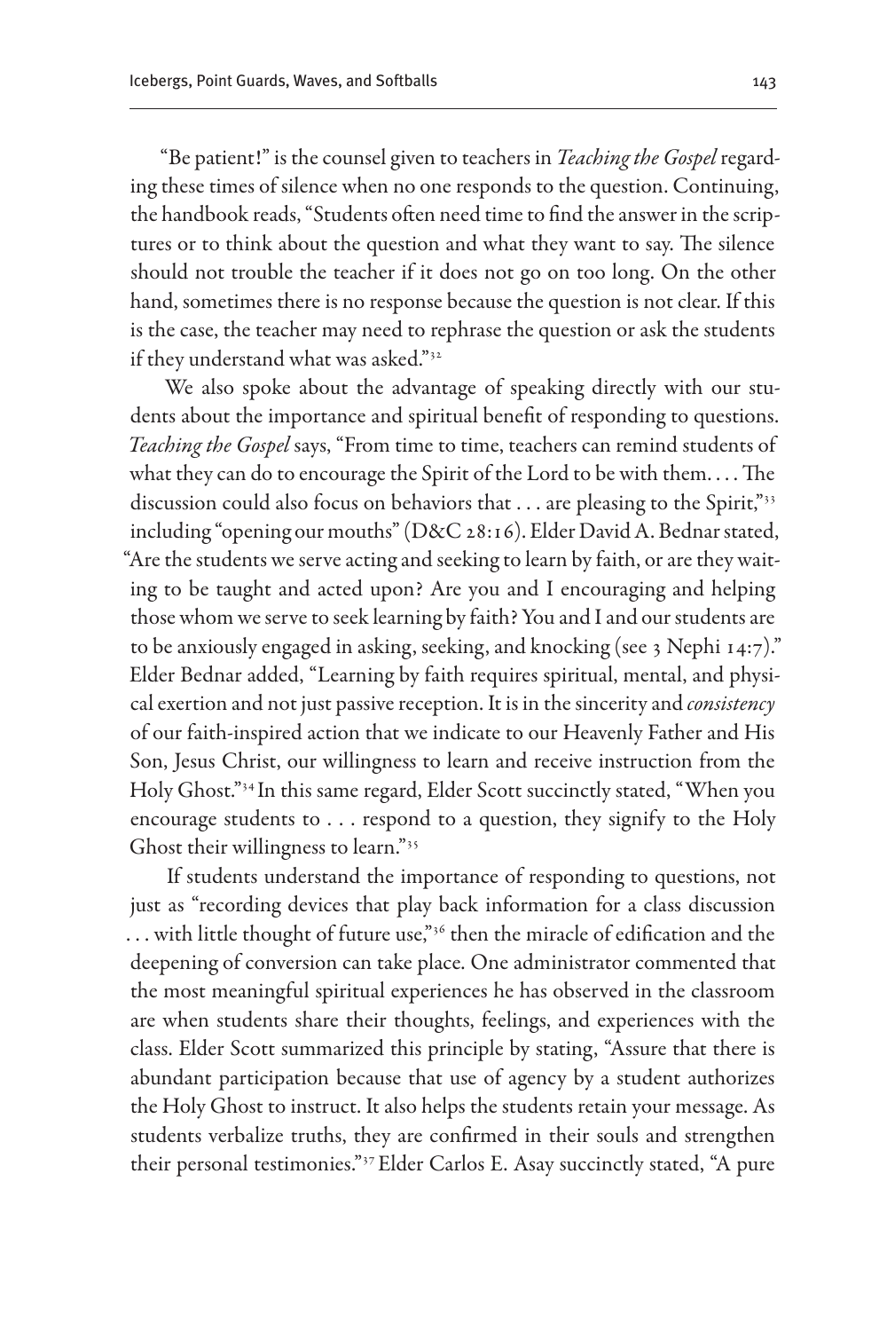"Be patient!" is the counsel given to teachers in *Teaching the Gospel* regarding these times of silence when no one responds to the question. Continuing, the handbook reads, "Students often need time to find the answer in the scriptures or to think about the question and what they want to say. The silence should not trouble the teacher if it does not go on too long. On the other hand, sometimes there is no response because the question is not clear. If this is the case, the teacher may need to rephrase the question or ask the students if they understand what was asked."[32]

We also spoke about the advantage of speaking directly with our students about the importance and spiritual benefit of responding to questions. *Teaching the Gospel* says, "From time to time, teachers can remind students of what they can do to encourage the Spirit of the Lord to be with them. . . . The discussion could also focus on behaviors that . . . are pleasing to the Spirit,"[33] including "opening our mouths" (D&C 28:16). Elder David A. Bednar stated, "Are the students we serve acting and seeking to learn by faith, or are they waiting to be taught and acted upon? Are you and I encouraging and helping those whom we serve to seek learning by faith? You and I and our students are to be anxiously engaged in asking, seeking, and knocking (see 3 Nephi 14:7)." Elder Bednar added, "Learning by faith requires spiritual, mental, and physical exertion and not just passive reception. It is in the sincerity and *consistency* of our faith-inspired action that we indicate to our Heavenly Father and His Son, Jesus Christ, our willingness to learn and receive instruction from the Holy Ghost."[34] In this same regard, Elder Scott succinctly stated, "When you encourage students to . . . respond to a question, they signify to the Holy Ghost their willingness to learn."[35]

If students understand the importance of responding to questions, not just as "recording devices that play back information for a class discussion . . . with little thought of future use,"[36] then the miracle of edification and the deepening of conversion can take place. One administrator commented that the most meaningful spiritual experiences he has observed in the classroom are when students share their thoughts, feelings, and experiences with the class. Elder Scott summarized this principle by stating, "Assure that there is abundant participation because that use of agency by a student authorizes the Holy Ghost to instruct. It also helps the students retain your message. As students verbalize truths, they are confirmed in their souls and strengthen their personal testimonies."[37] Elder Carlos E. Asay succinctly stated, "A pure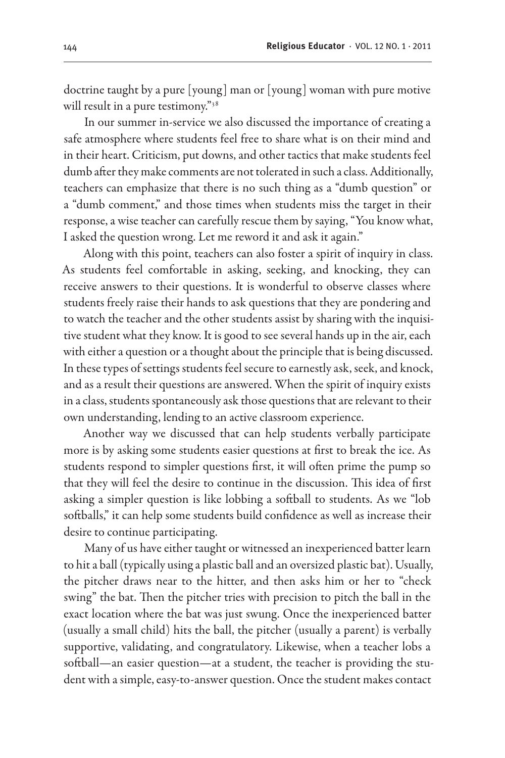doctrine taught by a pure [young] man or [young] woman with pure motive will result in a pure testimony."[38]

In our summer in-service we also discussed the importance of creating a safe atmosphere where students feel free to share what is on their mind and in their heart. Criticism, put downs, and other tactics that make students feel dumb after they make comments are not tolerated in such a class. Additionally, teachers can emphasize that there is no such thing as a "dumb question" or a "dumb comment," and those times when students miss the target in their response, a wise teacher can carefully rescue them by saying, "You know what, I asked the question wrong. Let me reword it and ask it again."

Along with this point, teachers can also foster a spirit of inquiry in class. As students feel comfortable in asking, seeking, and knocking, they can receive answers to their questions. It is wonderful to observe classes where students freely raise their hands to ask questions that they are pondering and to watch the teacher and the other students assist by sharing with the inquisitive student what they know. It is good to see several hands up in the air, each with either a question or a thought about the principle that is being discussed. In these types of settings students feel secure to earnestly ask, seek, and knock, and as a result their questions are answered. When the spirit of inquiry exists in a class, students spontaneously ask those questions that are relevant to their own understanding, lending to an active classroom experience.

Another way we discussed that can help students verbally participate more is by asking some students easier questions at first to break the ice. As students respond to simpler questions first, it will often prime the pump so that they will feel the desire to continue in the discussion. This idea of first asking a simpler question is like lobbing a softball to students. As we "lob softballs," it can help some students build confidence as well as increase their desire to continue participating.

Many of us have either taught or witnessed an inexperienced batter learn to hit a ball (typically using a plastic ball and an oversized plastic bat). Usually, the pitcher draws near to the hitter, and then asks him or her to "check swing" the bat. Then the pitcher tries with precision to pitch the ball in the exact location where the bat was just swung. Once the inexperienced batter (usually a small child) hits the ball, the pitcher (usually a parent) is verbally supportive, validating, and congratulatory. Likewise, when a teacher lobs a softball—an easier question—at a student, the teacher is providing the student with a simple, easy-to-answer question. Once the student makes contact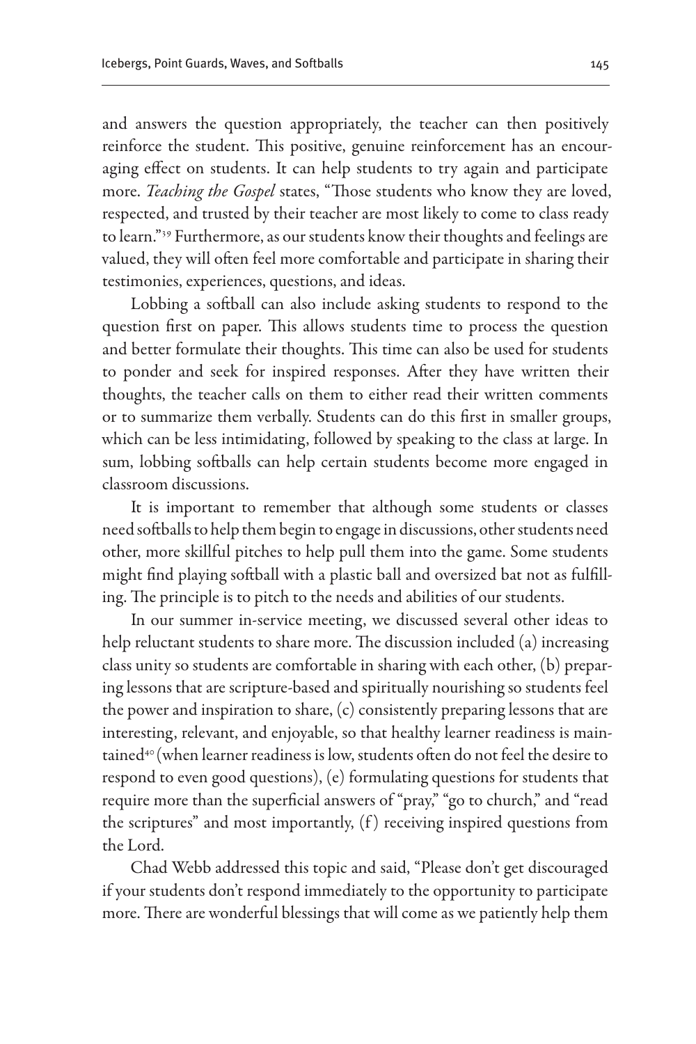and answers the question appropriately, the teacher can then positively reinforce the student. This positive, genuine reinforcement has an encouraging effect on students. It can help students to try again and participate more. *Teaching the Gospel* states, "Those students who know they are loved, respected, and trusted by their teacher are most likely to come to class ready to learn."[39] Furthermore, as our students know their thoughts and feelings are valued, they will often feel more comfortable and participate in sharing their testimonies, experiences, questions, and ideas.

Lobbing a softball can also include asking students to respond to the question first on paper. This allows students time to process the question and better formulate their thoughts. This time can also be used for students to ponder and seek for inspired responses. After they have written their thoughts, the teacher calls on them to either read their written comments or to summarize them verbally. Students can do this first in smaller groups, which can be less intimidating, followed by speaking to the class at large. In sum, lobbing softballs can help certain students become more engaged in classroom discussions.

It is important to remember that although some students or classes need softballs to help them begin to engage in discussions, other students need other, more skillful pitches to help pull them into the game. Some students might find playing softball with a plastic ball and oversized bat not as fulfilling. The principle is to pitch to the needs and abilities of our students.

In our summer in-service meeting, we discussed several other ideas to help reluctant students to share more. The discussion included (a) increasing class unity so students are comfortable in sharing with each other, (b) preparing lessons that are scripture-based and spiritually nourishing so students feel the power and inspiration to share, (c) consistently preparing lessons that are interesting, relevant, and enjoyable, so that healthy learner readiness is maintained[40] (when learner readiness is low, students often do not feel the desire to respond to even good questions), (e) formulating questions for students that require more than the superficial answers of "pray," "go to church," and "read the scriptures" and most importantly, (f) receiving inspired questions from the Lord.

Chad Webb addressed this topic and said, "Please don't get discouraged if your students don't respond immediately to the opportunity to participate more. There are wonderful blessings that will come as we patiently help them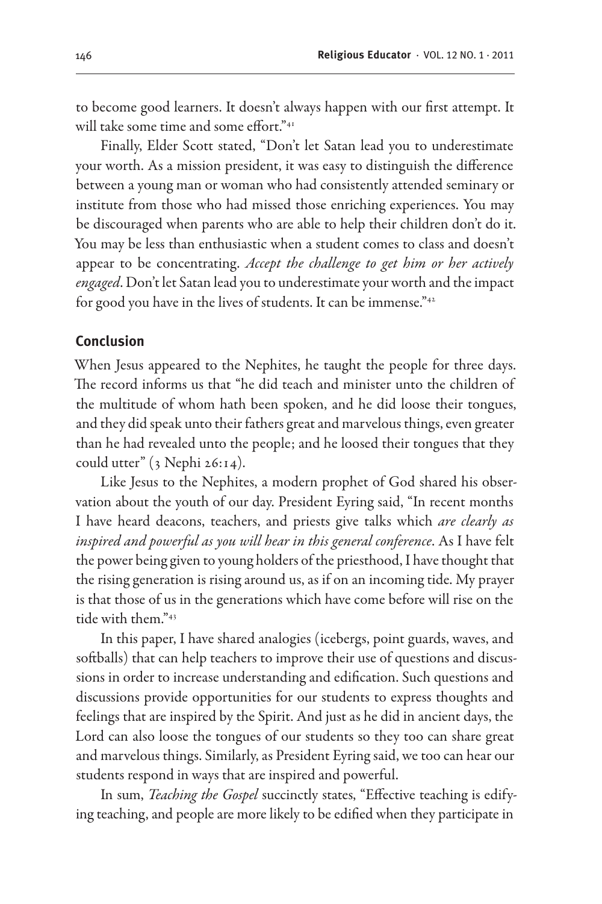to become good learners. It doesn't always happen with our first attempt. It will take some time and some effort."[41]

Finally, Elder Scott stated, "Don't let Satan lead you to underestimate your worth. As a mission president, it was easy to distinguish the difference between a young man or woman who had consistently attended seminary or institute from those who had missed those enriching experiences. You may be discouraged when parents who are able to help their children don't do it. You may be less than enthusiastic when a student comes to class and doesn't appear to be concentrating. *Accept the challenge to get him or her actively engaged*. Don't let Satan lead you to underestimate your worth and the impact for good you have in the lives of students. It can be immense."[42]

## Conclusion

When Jesus appeared to the Nephites, he taught the people for three days. The record informs us that "he did teach and minister unto the children of the multitude of whom hath been spoken, and he did loose their tongues, and they did speak unto their fathers great and marvelous things, even greater than he had revealed unto the people; and he loosed their tongues that they could utter" (3 Nephi 26:14).

Like Jesus to the Nephites, a modern prophet of God shared his observation about the youth of our day. President Eyring said, "In recent months I have heard deacons, teachers, and priests give talks which *are clearly as inspired and powerful as you will hear in this general conference*. As I have felt the power being given to young holders of the priesthood, I have thought that the rising generation is rising around us, as if on an incoming tide. My prayer is that those of us in the generations which have come before will rise on the tide with them."[43]

In this paper, I have shared analogies (icebergs, point guards, waves, and softballs) that can help teachers to improve their use of questions and discussions in order to increase understanding and edification. Such questions and discussions provide opportunities for our students to express thoughts and feelings that are inspired by the Spirit. And just as he did in ancient days, the Lord can also loose the tongues of our students so they too can share great and marvelous things. Similarly, as President Eyring said, we too can hear our students respond in ways that are inspired and powerful.

In sum, *Teaching the Gospel* succinctly states, "Effective teaching is edifying teaching, and people are more likely to be edified when they participate in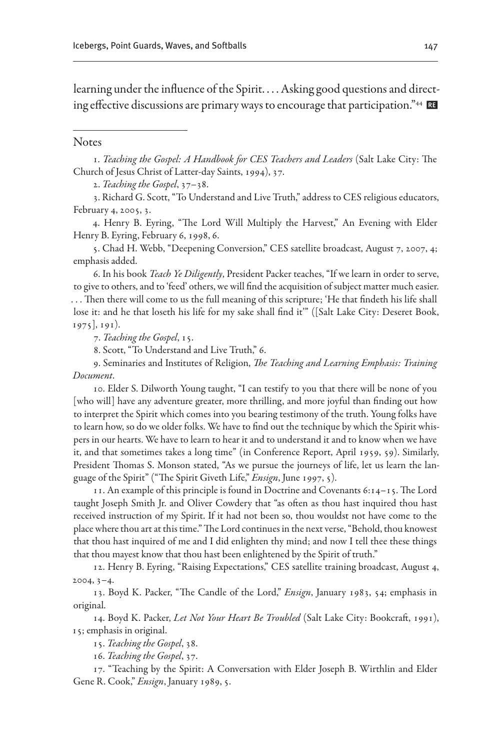learning under the influence of the Spirit. . . . Asking good questions and directing effective discussions are primary ways to encourage that participation."[44] RE

## Notes

1. *Teaching the Gospel: A Handbook for CES Teachers and Leaders* (Salt Lake City: The Church of Jesus Christ of Latter-day Saints, 1994), 37.

2. *Teaching the Gospel*, 37–38.

3. Richard G. Scott, "To Understand and Live Truth," address to CES religious educators, February 4, 2005, 3.

4. Henry B. Eyring, "The Lord Will Multiply the Harvest," An Evening with Elder Henry B. Eyring, February 6, 1998, 6.

5. Chad H. Webb, "Deepening Conversion," CES satellite broadcast, August 7, 2007, 4; emphasis added.

6. In his book *Teach Ye Diligently*, President Packer teaches, "If we learn in order to serve, to give to others, and to 'feed' others, we will find the acquisition of subject matter much easier. . . . Then there will come to us the full meaning of this scripture; 'He that findeth his life shall lose it: and he that loseth his life for my sake shall find it'" ([Salt Lake City: Deseret Book, 1975], 191).

7. *Teaching the Gospel*, 15.

8. Scott, "To Understand and Live Truth," 6.

9. Seminaries and Institutes of Religion, *The Teaching and Learning Emphasis: Training Document*.

10. Elder S. Dilworth Young taught, "I can testify to you that there will be none of you [who will] have any adventure greater, more thrilling, and more joyful than finding out how to interpret the Spirit which comes into you bearing testimony of the truth. Young folks have to learn how, so do we older folks. We have to find out the technique by which the Spirit whispers in our hearts. We have to learn to hear it and to understand it and to know when we have it, and that sometimes takes a long time" (in Conference Report, April 1959, 59). Similarly, President Thomas S. Monson stated, "As we pursue the journeys of life, let us learn the language of the Spirit" ("The Spirit Giveth Life," *Ensign*, June 1997, 5).

11. An example of this principle is found in Doctrine and Covenants 6:14–15. The Lord taught Joseph Smith Jr. and Oliver Cowdery that "as often as thou hast inquired thou hast received instruction of my Spirit. If it had not been so, thou wouldst not have come to the place where thou art at this time." The Lord continues in the next verse, "Behold, thou knowest that thou hast inquired of me and I did enlighten thy mind; and now I tell thee these things that thou mayest know that thou hast been enlightened by the Spirit of truth."

12. Henry B. Eyring, "Raising Expectations," CES satellite training broadcast, August 4, 2004, 3–4.

13. Boyd K. Packer, "The Candle of the Lord," *Ensign*, January 1983, 54; emphasis in original.

14. Boyd K. Packer, *Let Not Your Heart Be Troubled* (Salt Lake City: Bookcraft, 1991), 15; emphasis in original.

15. *Teaching the Gospel*, 38.

16. *Teaching the Gospel*, 37.

17. "Teaching by the Spirit: A Conversation with Elder Joseph B. Wirthlin and Elder Gene R. Cook," *Ensign*, January 1989, 5.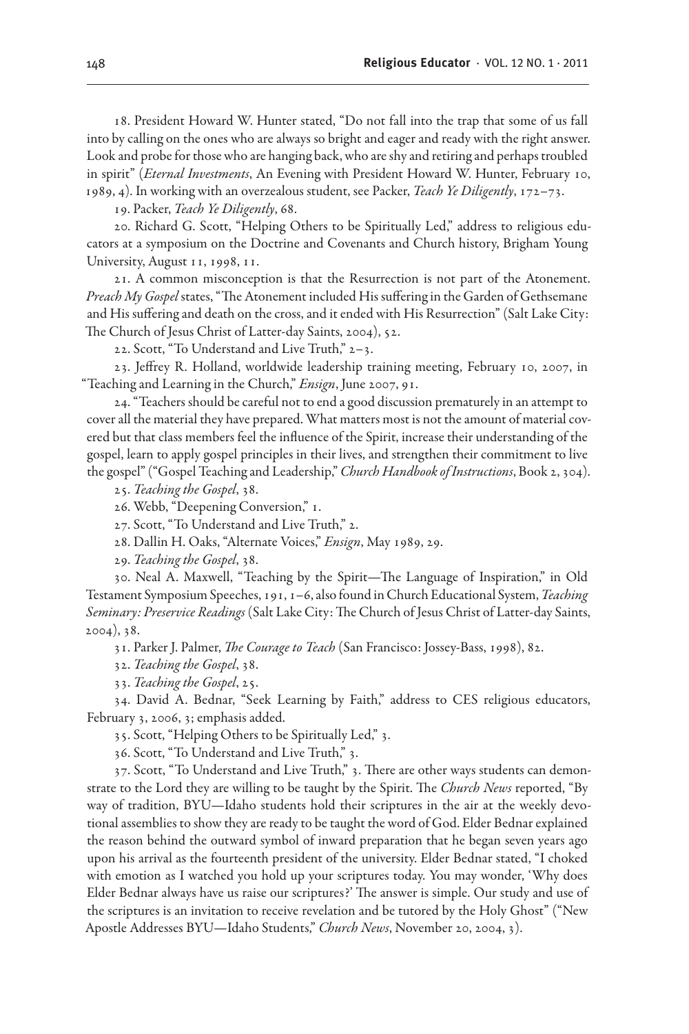18. President Howard W. Hunter stated, "Do not fall into the trap that some of us fall into by calling on the ones who are always so bright and eager and ready with the right answer. Look and probe for those who are hanging back, who are shy and retiring and perhaps troubled in spirit" (*Eternal Investments*, An Evening with President Howard W. Hunter, February 10, 1989, 4). In working with an overzealous student, see Packer, *Teach Ye Diligently*, 172–73.

19. Packer, *Teach Ye Diligently*, 68.

20. Richard G. Scott, "Helping Others to be Spiritually Led," address to religious educators at a symposium on the Doctrine and Covenants and Church history, Brigham Young University, August 11, 1998, 11.

21. A common misconception is that the Resurrection is not part of the Atonement. *Preach My Gospel* states, "The Atonement included His suffering in the Garden of Gethsemane and His suffering and death on the cross, and it ended with His Resurrection" (Salt Lake City: The Church of Jesus Christ of Latter-day Saints, 2004), 52.

22. Scott, "To Understand and Live Truth," 2–3.

23. Jeffrey R. Holland, worldwide leadership training meeting, February 10, 2007, in "Teaching and Learning in the Church," *Ensign*, June 2007, 91.

24. "Teachers should be careful not to end a good discussion prematurely in an attempt to cover all the material they have prepared. What matters most is not the amount of material covered but that class members feel the influence of the Spirit, increase their understanding of the gospel, learn to apply gospel principles in their lives, and strengthen their commitment to live the gospel" ("Gospel Teaching and Leadership," *Church Handbook of Instructions*, Book 2, 304).

25. *Teaching the Gospel*, 38.

26. Webb, "Deepening Conversion," 1.

27. Scott, "To Understand and Live Truth," 2.

28. Dallin H. Oaks, "Alternate Voices," *Ensign*, May 1989, 29.

29. *Teaching the Gospel*, 38.

30. Neal A. Maxwell, "Teaching by the Spirit—The Language of Inspiration," in Old Testament Symposium Speeches, 191, 1–6, also found in Church Educational System, *Teaching Seminary: Preservice Readings* (Salt Lake City: The Church of Jesus Christ of Latter-day Saints, 2004), 38.

31. Parker J. Palmer, *The Courage to Teach* (San Francisco: Jossey-Bass, 1998), 82.

32. *Teaching the Gospel*, 38.

33. *Teaching the Gospel*, 25.

34. David A. Bednar, "Seek Learning by Faith," address to CES religious educators, February 3, 2006, 3; emphasis added.

35. Scott, "Helping Others to be Spiritually Led," 3.

36. Scott, "To Understand and Live Truth," 3.

37. Scott, "To Understand and Live Truth," 3. There are other ways students can demonstrate to the Lord they are willing to be taught by the Spirit. The *Church News* reported, "By way of tradition, BYU—Idaho students hold their scriptures in the air at the weekly devotional assemblies to show they are ready to be taught the word of God. Elder Bednar explained the reason behind the outward symbol of inward preparation that he began seven years ago upon his arrival as the fourteenth president of the university. Elder Bednar stated, "I choked with emotion as I watched you hold up your scriptures today. You may wonder, 'Why does Elder Bednar always have us raise our scriptures?' The answer is simple. Our study and use of the scriptures is an invitation to receive revelation and be tutored by the Holy Ghost" ("New Apostle Addresses BYU—Idaho Students," *Church News*, November 20, 2004, 3).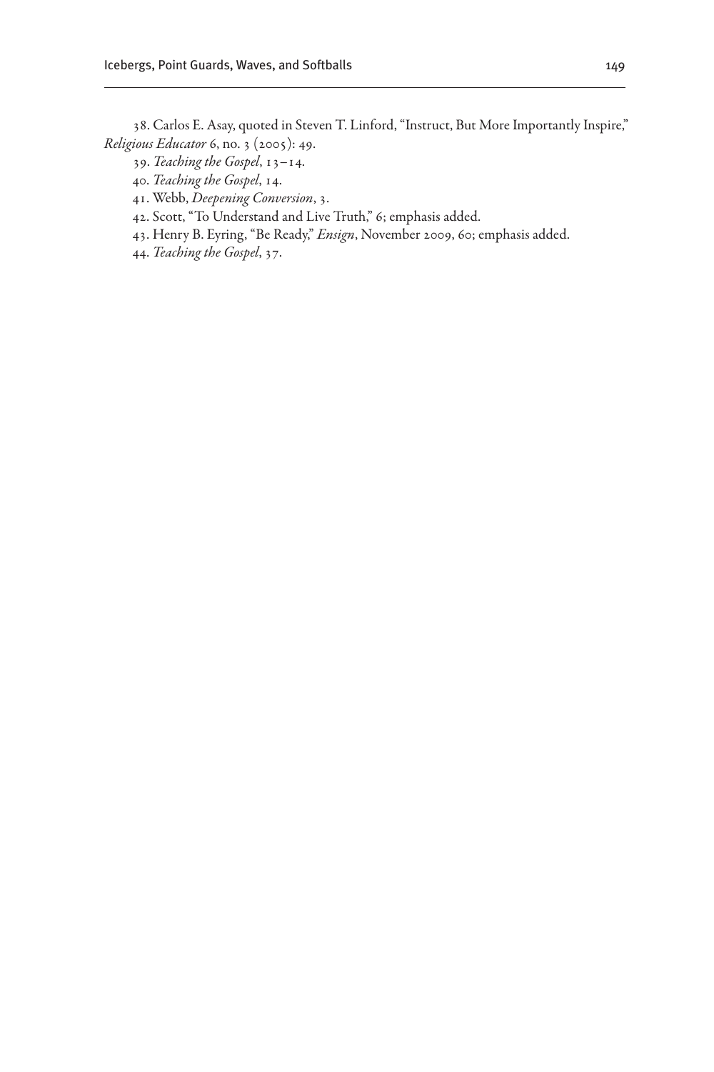38. Carlos E. Asay, quoted in Steven T. Linford, "Instruct, But More Importantly Inspire," *Religious Educator* 6, no. 3 (2005): 49.

39. *Teaching the Gospel*, 13–14.

40. *Teaching the Gospel*, 14.

41. Webb, *Deepening Conversion*, 3.

42. Scott, "To Understand and Live Truth," 6; emphasis added.

43. Henry B. Eyring, "Be Ready," *Ensign*, November 2009, 60; emphasis added.

44. *Teaching the Gospel*, 37.